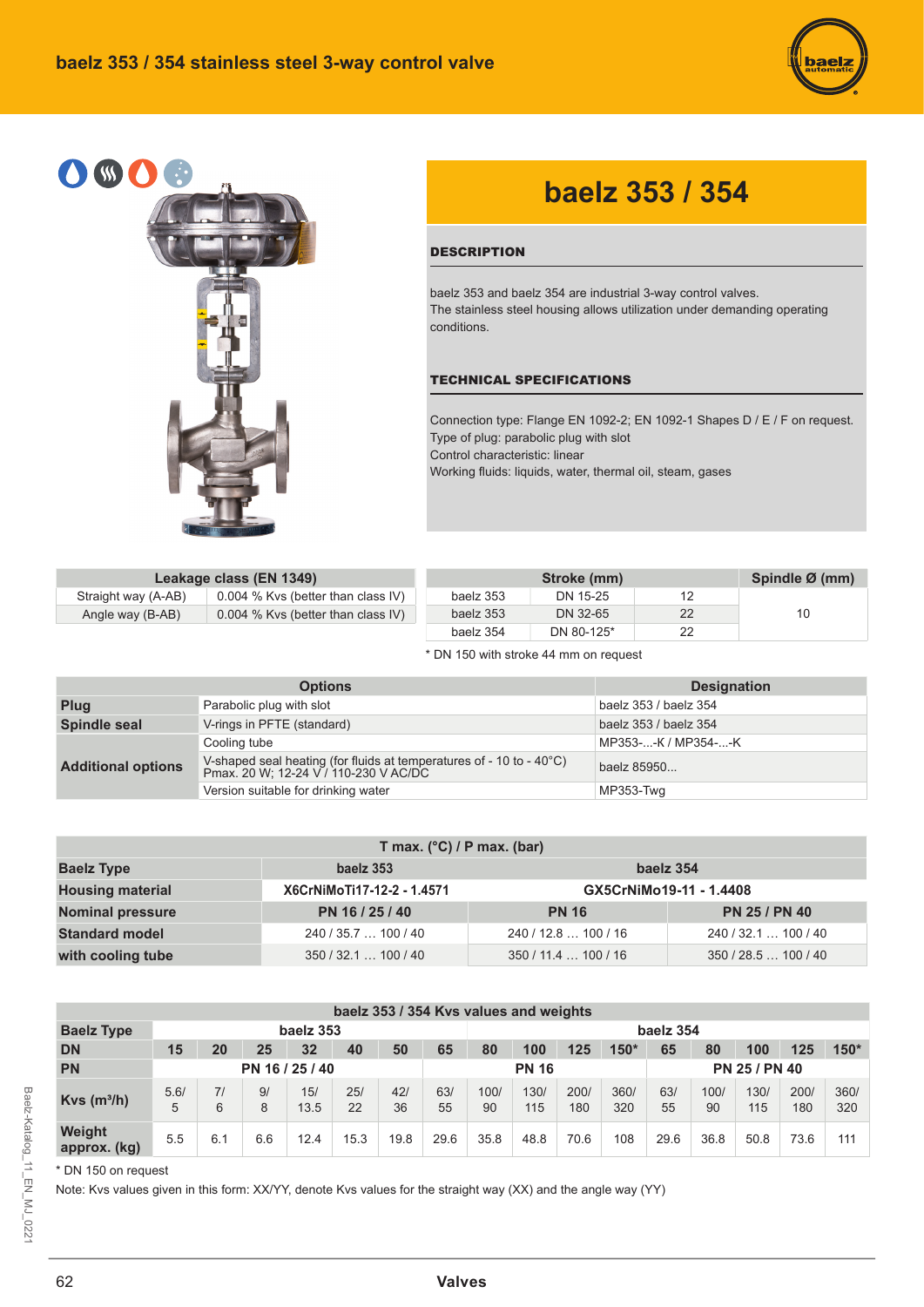# baelz 353 / 354 stainless steel 3-way control valve

## baelz 353 / 354

### DESCRIPTION

baelz 353 and baelz 354 are industrial 3-way control valves.
The stainless steel housing allows utilization under demanding operating conditions.

### TECHNICAL SPECIFICATIONS

Connection type: Flange EN 1092-2; EN 1092-1 Shapes D / E / F on request.
Type of plug: parabolic plug with slot
Control characteristic: linear
Working fluids: liquids, water, thermal oil, steam, gases

| Leakage class (EN 1349) | |
|---|---|
| Straight way (A-AB) | 0.004 % Kvs (better than class IV) |
| Angle way (B-AB) | 0.004 % Kvs (better than class IV) |

| Stroke (mm) | | | Spindle Ø (mm) |
|---|---|---|---|
| baelz 353 | DN 15-25 | 12 | 10 |
| baelz 353 | DN 32-65 | 22 | |
| baelz 354 | DN 80-125* | 22 | |

* DN 150 with stroke 44 mm on request

| Options | | Designation |
|---|---|---|
| **Plug** | Parabolic plug with slot | baelz 353 / baelz 354 |
| **Spindle seal** | V-rings in PFTE (standard) | baelz 353 / baelz 354 |
| **Additional options** | Cooling tube | MP353-...-K / MP354-...-K |
| | V-shaped seal heating (for fluids at temperatures of - 10 to - 40°C) Pmax. 20 W; 12-24 V / 110-230 V AC/DC | baelz 85950... |
| | Version suitable for drinking water | MP353-Twg |

| T max. (°C) / P max. (bar) | | | |
|---|---|---|---|
| **Baelz Type** | baelz 353 | baelz 354 | |
| **Housing material** | X6CrNiMoTi17-12-2 - 1.4571 | GX5CrNiMo19-11 - 1.4408 | |
| **Nominal pressure** | PN 16 / 25 / 40 | PN 16 | PN 25 / PN 40 |
| **Standard model** | 240 / 35.7 … 100 / 40 | 240 / 12.8 … 100 / 16 | 240 / 32.1 … 100 / 40 |
| **with cooling tube** | 350 / 32.1 … 100 / 40 | 350 / 11.4 … 100 / 16 | 350 / 28.5 … 100 / 40 |

| baelz 353 / 354 Kvs values and weights | | | | | | | | | | | | | | | | |
|---|---|---|---|---|---|---|---|---|---|---|---|---|---|---|---|---|
| **Baelz Type** | baelz 353 | | | | | | | baelz 354 | | | | | | | | |
| **DN** | 15 | 20 | 25 | 32 | 40 | 50 | 65 | 80 | 100 | 125 | 150* | 65 | 80 | 100 | 125 | 150* |
| **PN** | PN 16 / 25 / 40 | | | | | | | PN 16 | | | | PN 25 / PN 40 | | | | |
| **Kvs (m³/h)** | 5.6/ 5 | 7/ 6 | 9/ 8 | 15/ 13.5 | 25/ 22 | 42/ 36 | 63/ 55 | 100/ 90 | 130/ 115 | 200/ 180 | 360/ 320 | 63/ 55 | 100/ 90 | 130/ 115 | 200/ 180 | 360/ 320 |
| **Weight approx. (kg)** | 5.5 | 6.1 | 6.6 | 12.4 | 15.3 | 19.8 | 29.6 | 35.8 | 48.8 | 70.6 | 108 | 29.6 | 36.8 | 50.8 | 73.6 | 111 |

* DN 150 on request

Note: Kvs values given in this form: XX/YY, denote Kvs values for the straight way (XX) and the angle way (YY)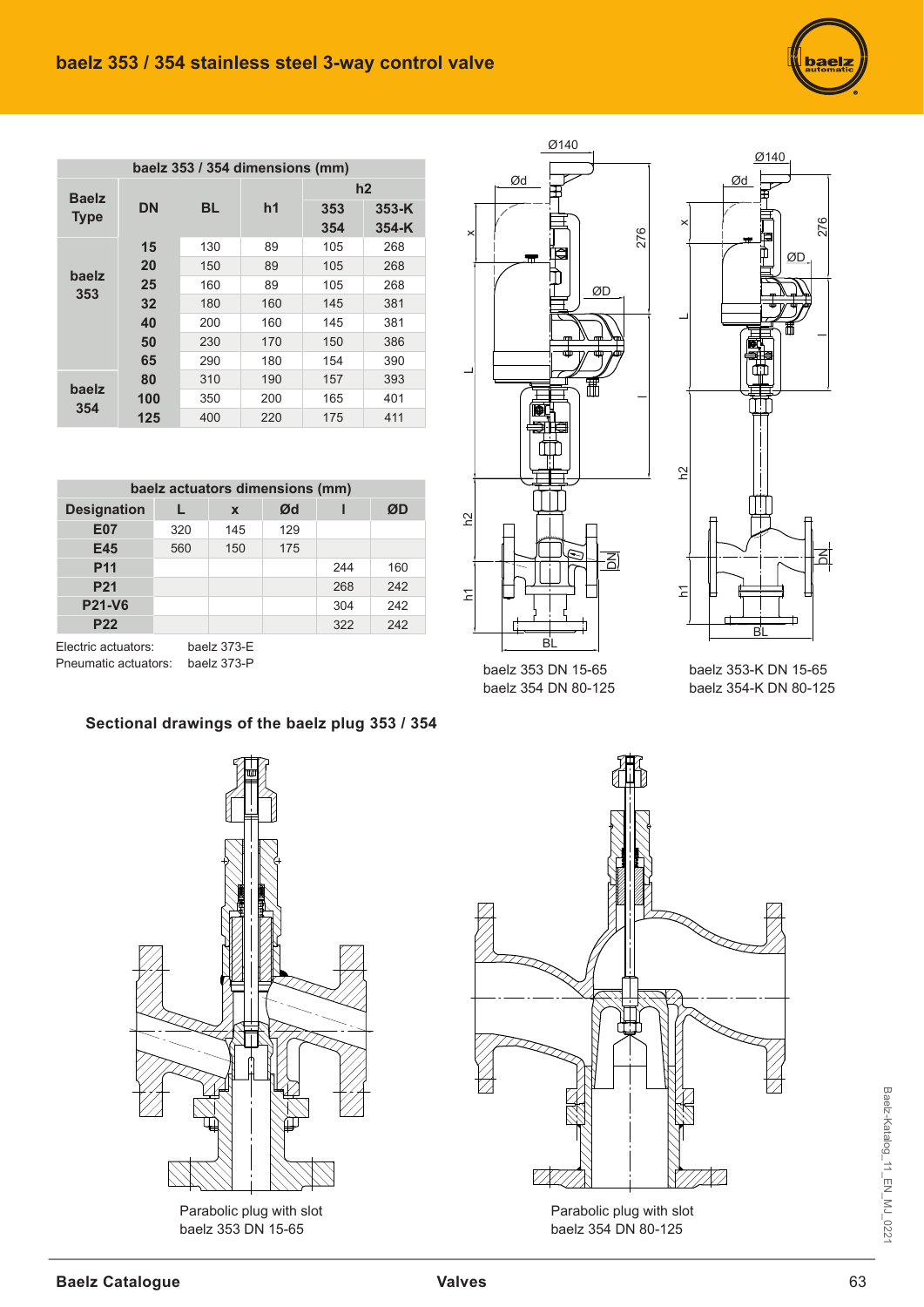## baelz 353 / 354 stainless steel 3-way control valve

| baelz 353 / 354 dimensions (mm) | | | | | |
|---|---|---|---|---|---|
| Baelz Type | DN | BL | h1 | h2 | |
| | | | | 353 354 | 353-K 354-K |
| baelz 353 | 15 | 130 | 89 | 105 | 268 |
| | 20 | 150 | 89 | 105 | 268 |
| | 25 | 160 | 89 | 105 | 268 |
| | 32 | 180 | 160 | 145 | 381 |
| | 40 | 200 | 160 | 145 | 381 |
| | 50 | 230 | 170 | 150 | 386 |
| | 65 | 290 | 180 | 154 | 390 |
| baelz 354 | 80 | 310 | 190 | 157 | 393 |
| | 100 | 350 | 200 | 165 | 401 |
| | 125 | 400 | 220 | 175 | 411 |

| baelz actuators dimensions (mm) | | | | | |
|---|---|---|---|---|---|
| Designation | L | x | Ød | l | ØD |
| E07 | 320 | 145 | 129 | | |
| E45 | 560 | 150 | 175 | | |
| P11 | | | | 244 | 160 |
| P21 | | | | 268 | 242 |
| P21-V6 | | | | 304 | 242 |
| P22 | | | | 322 | 242 |

Electric actuators: baelz 373-E
Pneumatic actuators: baelz 373-P

baelz 353 DN 15-65
baelz 354 DN 80-125

baelz 353-K DN 15-65
baelz 354-K DN 80-125

### Sectional drawings of the baelz plug 353 / 354

Parabolic plug with slot
baelz 353 DN 15-65

Parabolic plug with slot
baelz 354 DN 80-125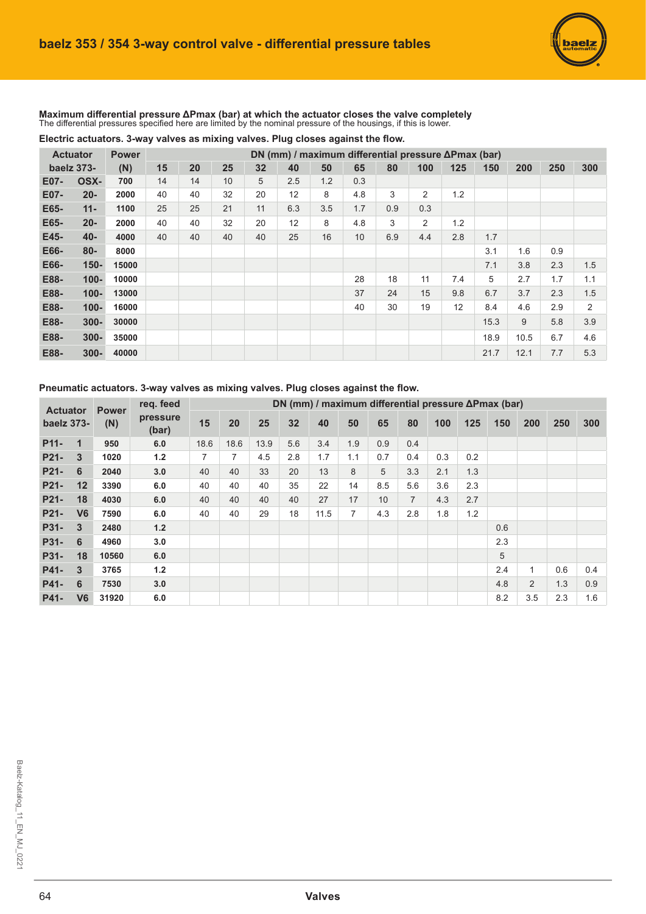## baelz 353 / 354 3-way control valve - differential pressure tables

**Maximum differential pressure ΔPmax (bar) at which the actuator closes the valve completely**
The differential pressures specified here are limited by the nominal pressure of the housings, if this is lower.

**Electric actuators. 3-way valves as mixing valves. Plug closes against the flow.**

| Actuator baelz 373- | | Power (N) | DN (mm) / maximum differential pressure ΔPmax (bar) | | | | | | | | | | | | | |
|---|---|---|---|---|---|---|---|---|---|---|---|---|---|---|---|---|
| | | | 15 | 20 | 25 | 32 | 40 | 50 | 65 | 80 | 100 | 125 | 150 | 200 | 250 | 300 |
| E07- | OSX- | 700 | 14 | 14 | 10 | 5 | 2.5 | 1.2 | 0.3 | | | | | | | |
| E07- | 20- | 2000 | 40 | 40 | 32 | 20 | 12 | 8 | 4.8 | 3 | 2 | 1.2 | | | | |
| E65- | 11- | 1100 | 25 | 25 | 21 | 11 | 6.3 | 3.5 | 1.7 | 0.9 | 0.3 | | | | | |
| E65- | 20- | 2000 | 40 | 40 | 32 | 20 | 12 | 8 | 4.8 | 3 | 2 | 1.2 | | | | |
| E45- | 40- | 4000 | 40 | 40 | 40 | 40 | 25 | 16 | 10 | 6.9 | 4.4 | 2.8 | 1.7 | | | |
| E66- | 80- | 8000 | | | | | | | | | | | 3.1 | 1.6 | 0.9 | |
| E66- | 150- | 15000 | | | | | | | | | | | 7.1 | 3.8 | 2.3 | 1.5 |
| E88- | 100- | 10000 | | | | | | | 28 | 18 | 11 | 7.4 | 5 | 2.7 | 1.7 | 1.1 |
| E88- | 100- | 13000 | | | | | | | 37 | 24 | 15 | 9.8 | 6.7 | 3.7 | 2.3 | 1.5 |
| E88- | 100- | 16000 | | | | | | | 40 | 30 | 19 | 12 | 8.4 | 4.6 | 2.9 | 2 |
| E88- | 300- | 30000 | | | | | | | | | | | 15.3 | 9 | 5.8 | 3.9 |
| E88- | 300- | 35000 | | | | | | | | | | | 18.9 | 10.5 | 6.7 | 4.6 |
| E88- | 300- | 40000 | | | | | | | | | | | 21.7 | 12.1 | 7.7 | 5.3 |

**Pneumatic actuators. 3-way valves as mixing valves. Plug closes against the flow.**

| Actuator baelz 373- | | Power (N) | req. feed pressure (bar) | DN (mm) / maximum differential pressure ΔPmax (bar) | | | | | | | | | | | | | |
|---|---|---|---|---|---|---|---|---|---|---|---|---|---|---|---|---|---|
| | | | | 15 | 20 | 25 | 32 | 40 | 50 | 65 | 80 | 100 | 125 | 150 | 200 | 250 | 300 |
| P11- | 1 | 950 | 6.0 | 18.6 | 18.6 | 13.9 | 5.6 | 3.4 | 1.9 | 0.9 | 0.4 | | | | | | |
| P21- | 3 | 1020 | 1.2 | 7 | 7 | 4.5 | 2.8 | 1.7 | 1.1 | 0.7 | 0.4 | 0.3 | 0.2 | | | | |
| P21- | 6 | 2040 | 3.0 | 40 | 40 | 33 | 20 | 13 | 8 | 5 | 3.3 | 2.1 | 1.3 | | | | |
| P21- | 12 | 3390 | 6.0 | 40 | 40 | 40 | 35 | 22 | 14 | 8.5 | 5.6 | 3.6 | 2.3 | | | | |
| P21- | 18 | 4030 | 6.0 | 40 | 40 | 40 | 40 | 27 | 17 | 10 | 7 | 4.3 | 2.7 | | | | |
| P21- | V6 | 7590 | 6.0 | 40 | 40 | 29 | 18 | 11.5 | 7 | 4.3 | 2.8 | 1.8 | 1.2 | | | | |
| P31- | 3 | 2480 | 1.2 | | | | | | | | | | | 0.6 | | | |
| P31- | 6 | 4960 | 3.0 | | | | | | | | | | | 2.3 | | | |
| P31- | 18 | 10560 | 6.0 | | | | | | | | | | | 5 | | | |
| P41- | 3 | 3765 | 1.2 | | | | | | | | | | | 2.4 | 1 | 0.6 | 0.4 |
| P41- | 6 | 7530 | 3.0 | | | | | | | | | | | 4.8 | 2 | 1.3 | 0.9 |
| P41- | V6 | 31920 | 6.0 | | | | | | | | | | | 8.2 | 3.5 | 2.3 | 1.6 |